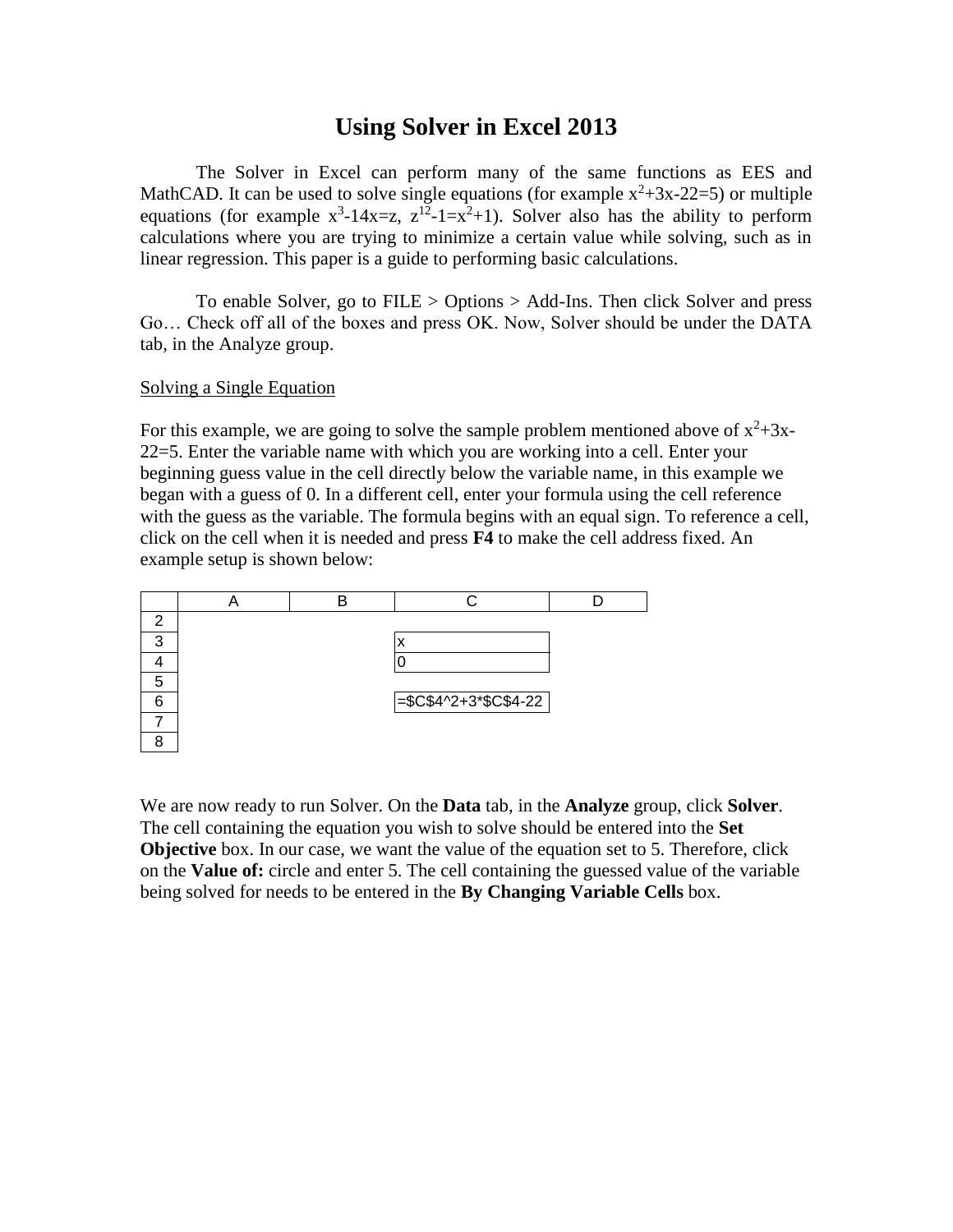# Using Solver in Excel 2013

The Solver in Excel can perform many of the same functions as EES and MathCAD. It can be used to solve single equations (for example $x^2+3x-22=5$) or multiple equations (for example $x^3-14x=z$, $z^{12}-1=x^2+1$). Solver also has the ability to perform calculations where you are trying to minimize a certain value while solving, such as in linear regression. This paper is a guide to performing basic calculations.

To enable Solver, go to FILE > Options > Add-Ins. Then click Solver and press Go… Check off all of the boxes and press OK. Now, Solver should be under the DATA tab, in the Analyze group.

<u>Solving a Single Equation</u>

For this example, we are going to solve the sample problem mentioned above of $x^2+3x-22=5$. Enter the variable name with which you are working into a cell. Enter your beginning guess value in the cell directly below the variable name, in this example we began with a guess of 0. In a different cell, enter your formula using the cell reference with the guess as the variable. The formula begins with an equal sign. To reference a cell, click on the cell when it is needed and press **F4** to make the cell address fixed. An example setup is shown below:

| | A | B | C | D |
|---|---|---|---|---|
| 2 | | | | |
| 3 | | | x | |
| 4 | | | 0 | |
| 5 | | | | |
| 6 | | | =$C$4^2+3*$C$4-22 | |
| 7 | | | | |
| 8 | | | | |

We are now ready to run Solver. On the **Data** tab, in the **Analyze** group, click **Solver**. The cell containing the equation you wish to solve should be entered into the **Set Objective** box. In our case, we want the value of the equation set to 5. Therefore, click on the **Value of:** circle and enter 5. The cell containing the guessed value of the variable being solved for needs to be entered in the **By Changing Variable Cells** box.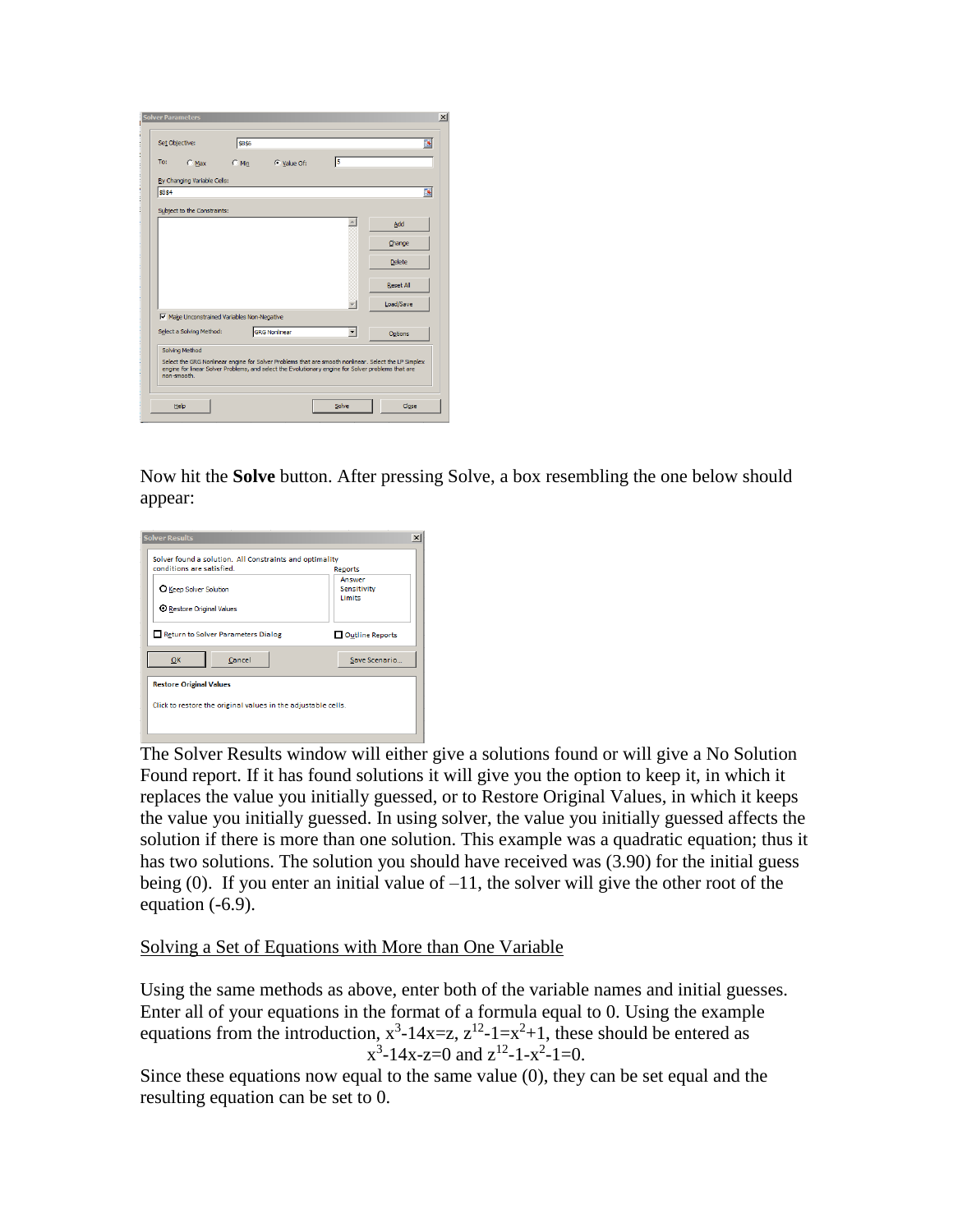Now hit the **Solve** button. After pressing Solve, a box resembling the one below should appear:

The Solver Results window will either give a solutions found or will give a No Solution Found report. If it has found solutions it will give you the option to keep it, in which it replaces the value you initially guessed, or to Restore Original Values, in which it keeps the value you initially guessed. In using solver, the value you initially guessed affects the solution if there is more than one solution. This example was a quadratic equation; thus it has two solutions. The solution you should have received was (3.90) for the initial guess being (0). If you enter an initial value of –11, the solver will give the other root of the equation (-6.9).

## Solving a Set of Equations with More than One Variable

Using the same methods as above, enter both of the variable names and initial guesses. Enter all of your equations in the format of a formula equal to 0. Using the example equations from the introduction, $x^3-14x=z$, $z^{12}-1=x^2+1$, these should be entered as

$$x^3-14x-z=0 \text{ and } z^{12}-1-x^2-1=0.$$

Since these equations now equal to the same value (0), they can be set equal and the resulting equation can be set to 0.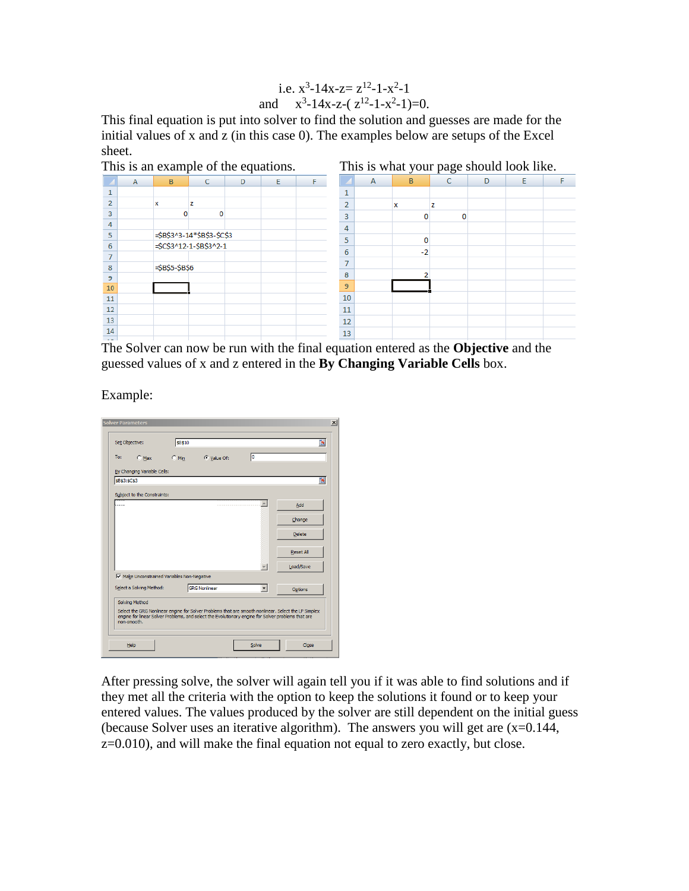$$\text{i.e. } x^3-14x-z = z^{12}-1-x^2-1$$
$$\text{and} \quad x^3-14x-z-(z^{12}-1-x^2-1)=0.$$

This final equation is put into solver to find the solution and guesses are made for the initial values of x and z (in this case 0). The examples below are setups of the Excel sheet.

This is an example of the equations.

| | A | B | C | D | E | F |
|---|---|---|---|---|---|---|
| 1 | | | | | | |
| 2 | | x | z | | | |
| 3 | | 0 | 0 | | | |
| 4 | | | | | | |
| 5 | | =$B$3^3-14*$B$3-$C$3 | | | | |
| 6 | | =$C$3^12-1-$B$3^2-1 | | | | |
| 7 | | | | | | |
| 8 | | =$B$5-$B$6 | | | | |
| 9 | | | | | | |
| 10 | | | | | | |
| 11 | | | | | | |
| 12 | | | | | | |
| 13 | | | | | | |
| 14 | | | | | | |

This is what your page should look like.

| | A | B | C | D | E | F |
|---|---|---|---|---|---|---|
| 1 | | | | | | |
| 2 | | x | z | | | |
| 3 | | 0 | 0 | | | |
| 4 | | | | | | |
| 5 | | 0 | | | | |
| 6 | | -2 | | | | |
| 7 | | | | | | |
| 8 | | 2 | | | | |
| 9 | | | | | | |
| 10 | | | | | | |
| 11 | | | | | | |
| 12 | | | | | | |
| 13 | | | | | | |

The Solver can now be run with the final equation entered as the **Objective** and the guessed values of x and z entered in the **By Changing Variable Cells** box.

Example:

Solver Parameters

Set Objective: $B$10

To: Max Min Value Of: 0

By Changing Variable Cells: $B$3:$C$3

Subject to the Constraints:

Add

Change

Delete

Reset All

Load/Save

Make Unconstrained Variables Non-Negative

Select a Solving Method: GRG Nonlinear

Options

Solving Method

Select the GRG Nonlinear engine for Solver Problems that are smooth nonlinear. Select the LP Simplex engine for linear Solver Problems, and select the Evolutionary engine for Solver problems that are non-smooth.

Help Solve Close

After pressing solve, the solver will again tell you if it was able to find solutions and if they met all the criteria with the option to keep the solutions it found or to keep your entered values. The values produced by the solver are still dependent on the initial guess (because Solver uses an iterative algorithm). The answers you will get are ($x=0.144$, $z=0.010$), and will make the final equation not equal to zero exactly, but close.